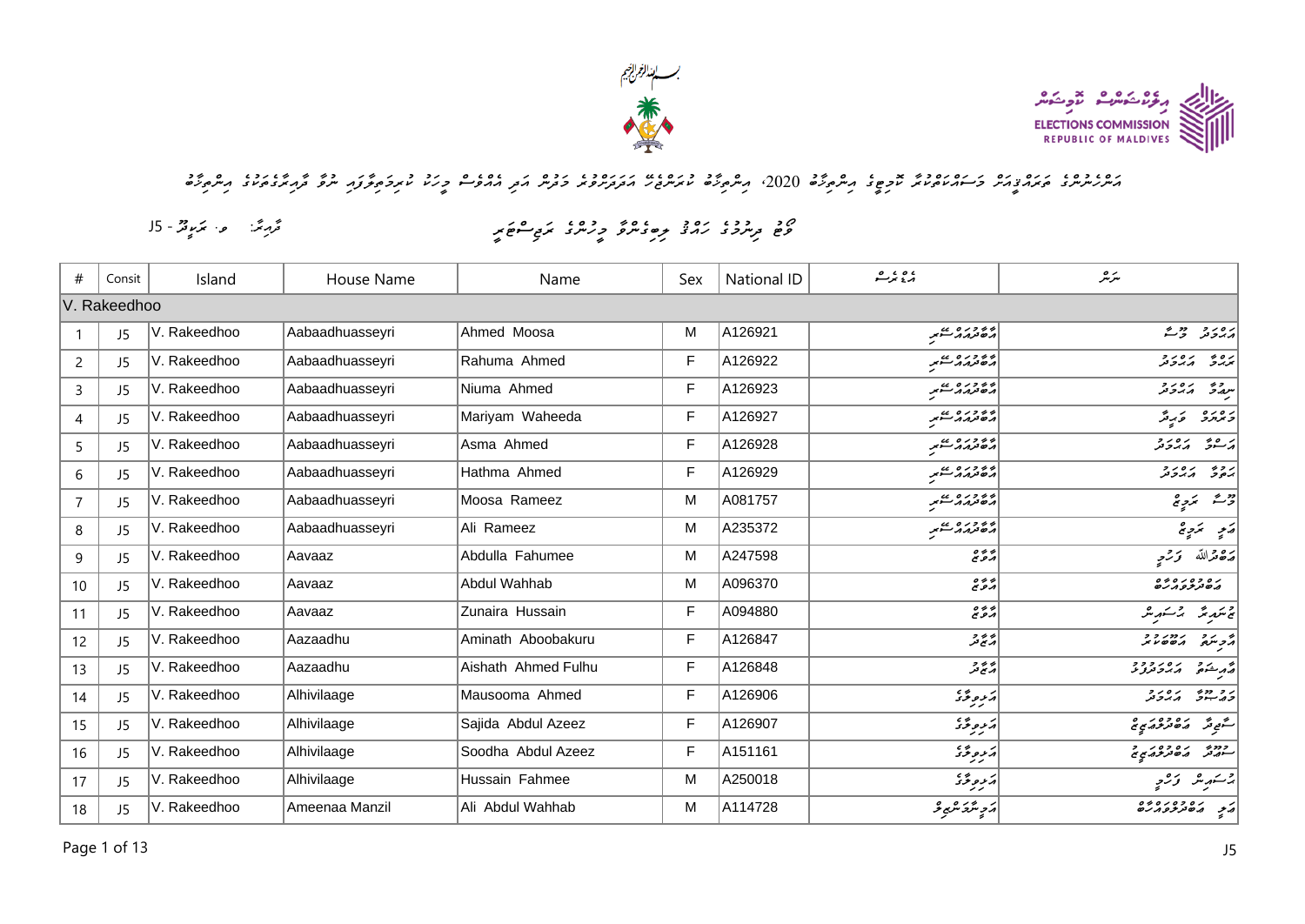ELECTIONS COMMISSION
REPUBLIC OF MALDIVES

| # | Consit | Island | House Name | Name | Sex | National ID | ގެއެޑްރެސް | ނަން |
|---|---|---|---|---|---|---|---|---|
| V. Rakeedhoo | | | | | | | | |
| 1 | J5 | V. Rakeedhoo | Aabaadhuasseyri | Ahmed Moosa | M | A126921 | | |
| 2 | J5 | V. Rakeedhoo | Aabaadhuasseyri | Rahuma Ahmed | F | A126922 | | |
| 3 | J5 | V. Rakeedhoo | Aabaadhuasseyri | Niuma Ahmed | F | A126923 | | |
| 4 | J5 | V. Rakeedhoo | Aabaadhuasseyri | Mariyam Waheeda | F | A126927 | | |
| 5 | J5 | V. Rakeedhoo | Aabaadhuasseyri | Asma Ahmed | F | A126928 | | |
| 6 | J5 | V. Rakeedhoo | Aabaadhuasseyri | Hathma Ahmed | F | A126929 | | |
| 7 | J5 | V. Rakeedhoo | Aabaadhuasseyri | Moosa Rameez | M | A081757 | | |
| 8 | J5 | V. Rakeedhoo | Aabaadhuasseyri | Ali Rameez | M | A235372 | | |
| 9 | J5 | V. Rakeedhoo | Aavaaz | Abdulla Fahumee | M | A247598 | | |
| 10 | J5 | V. Rakeedhoo | Aavaaz | Abdul Wahhab | M | A096370 | | |
| 11 | J5 | V. Rakeedhoo | Aavaaz | Zunaira Hussain | F | A094880 | | |
| 12 | J5 | V. Rakeedhoo | Aazaadhu | Aminath Aboobakuru | F | A126847 | | |
| 13 | J5 | V. Rakeedhoo | Aazaadhu | Aishath Ahmed Fulhu | F | A126848 | | |
| 14 | J5 | V. Rakeedhoo | Alhivilaage | Mausooma Ahmed | F | A126906 | | |
| 15 | J5 | V. Rakeedhoo | Alhivilaage | Sajida Abdul Azeez | F | A126907 | | |
| 16 | J5 | V. Rakeedhoo | Alhivilaage | Soodha Abdul Azeez | F | A151161 | | |
| 17 | J5 | V. Rakeedhoo | Alhivilaage | Hussain Fahmee | M | A250018 | | |
| 18 | J5 | V. Rakeedhoo | Ameenaa Manzil | Ali Abdul Wahhab | M | A114728 | | |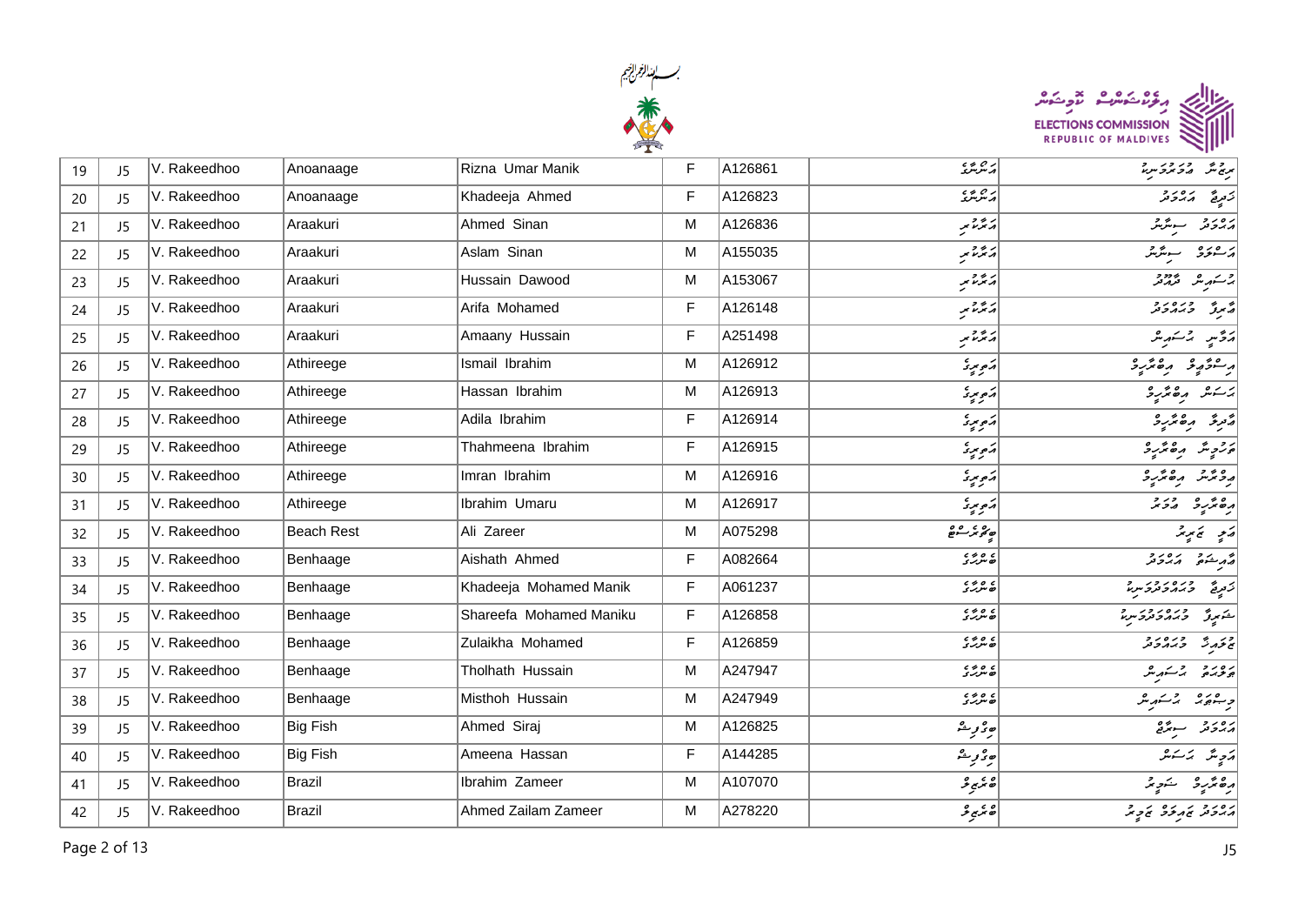| 19 | J5 | V. Rakeedhoo | Anoanaage | Rizna Umar Manik | F | A126861 | އަނޯނާގެ | ރިޒްނާ އުމަރުމަނިކު |
|---|---|---|---|---|---|---|---|---|
| 20 | J5 | V. Rakeedhoo | Anoanaage | Khadeeja Ahmed | F | A126823 | އަނޯނާގެ | ހަދީޖާ އަޙްމަދު |
| 21 | J5 | V. Rakeedhoo | Araakuri | Ahmed Sinan | M | A126836 | އަރާކުރި | އަޙްމަދު ސިނާން |
| 22 | J5 | V. Rakeedhoo | Araakuri | Aslam Sinan | M | A155035 | އަރާކުރި | އަސްލަމް ސިނާން |
| 23 | J5 | V. Rakeedhoo | Araakuri | Hussain Dawood | M | A153067 | އަރާކުރި | ހުސައިން ދާއޫދު |
| 24 | J5 | V. Rakeedhoo | Araakuri | Arifa Mohamed | F | A126148 | އަރާކުރި | އާރިފާ މުޙައްމަދު |
| 25 | J5 | V. Rakeedhoo | Araakuri | Amaany Hussain | F | A251498 | އަރާކުރި | އަމާނީ ހުސައިން |
| 26 | J5 | V. Rakeedhoo | Athireege | Ismail Ibrahim | M | A126912 | އަތިރީގެ | އިސްމާއިލް އިބްރާހީމް |
| 27 | J5 | V. Rakeedhoo | Athireege | Hassan Ibrahim | M | A126913 | އަތިރީގެ | ހަސަން އިބްރާހީމް |
| 28 | J5 | V. Rakeedhoo | Athireege | Adila Ibrahim | F | A126914 | އަތިރީގެ | އާދިލާ އިބްރާހީމް |
| 29 | J5 | V. Rakeedhoo | Athireege | Thahmeena Ibrahim | F | A126915 | އަތިރީގެ | ތަހްމީނާ އިބްރާހީމް |
| 30 | J5 | V. Rakeedhoo | Athireege | Imran Ibrahim | M | A126916 | އަތިރީގެ | އިމްރާން އިބްރާހީމް |
| 31 | J5 | V. Rakeedhoo | Athireege | Ibrahim Umaru | M | A126917 | އަތިރީގެ | އިބްރާހީމް އުމަރު |
| 32 | J5 | V. Rakeedhoo | Beach Rest | Ali Zareer | M | A075298 | ބީޗްރެސްޓް | ޢަލީ ޒަރީރު |
| 33 | J5 | V. Rakeedhoo | Benhaage | Aishath Ahmed | F | A082664 | ބެންހާގެ | އައިށަތު އަޙްމަދު |
| 34 | J5 | V. Rakeedhoo | Benhaage | Khadeeja Mohamed Manik | F | A061237 | ބެންހާގެ | ހަދީޖާ މުޙައްމަދުމަނިކު |
| 35 | J5 | V. Rakeedhoo | Benhaage | Shareefa Mohamed Maniku | F | A126858 | ބެންހާގެ | ޝަރީފާ މުޙައްމަދުމަނިކު |
| 36 | J5 | V. Rakeedhoo | Benhaage | Zulaikha Mohamed | F | A126859 | ބެންހާގެ | ޒުލައިހާ މުޙައްމަދު |
| 37 | J5 | V. Rakeedhoo | Benhaage | Tholhath Hussain | M | A247947 | ބެންހާގެ | ތޮޅަތު ހުސައިން |
| 38 | J5 | V. Rakeedhoo | Benhaage | Misthoh Hussain | M | A247949 | ބެންހާގެ | މިސްތޯހު ހުސައިން |
| 39 | J5 | V. Rakeedhoo | Big Fish | Ahmed Siraj | M | A126825 | ބިގްފިޝް | އަޙްމަދު ސިރާޖު |
| 40 | J5 | V. Rakeedhoo | Big Fish | Ameena Hassan | F | A144285 | ބިގްފިޝް | އަމީނާ ހަސަން |
| 41 | J5 | V. Rakeedhoo | Brazil | Ibrahim Zameer | M | A107070 | ބްރެޒިލް | އިބްރާހީމް ޒަމީރު |
| 42 | J5 | V. Rakeedhoo | Brazil | Ahmed Zailam Zameer | M | A278220 | ބްރެޒިލް | އަޙްމަދު ޒައިލަމް ޒަމީރު |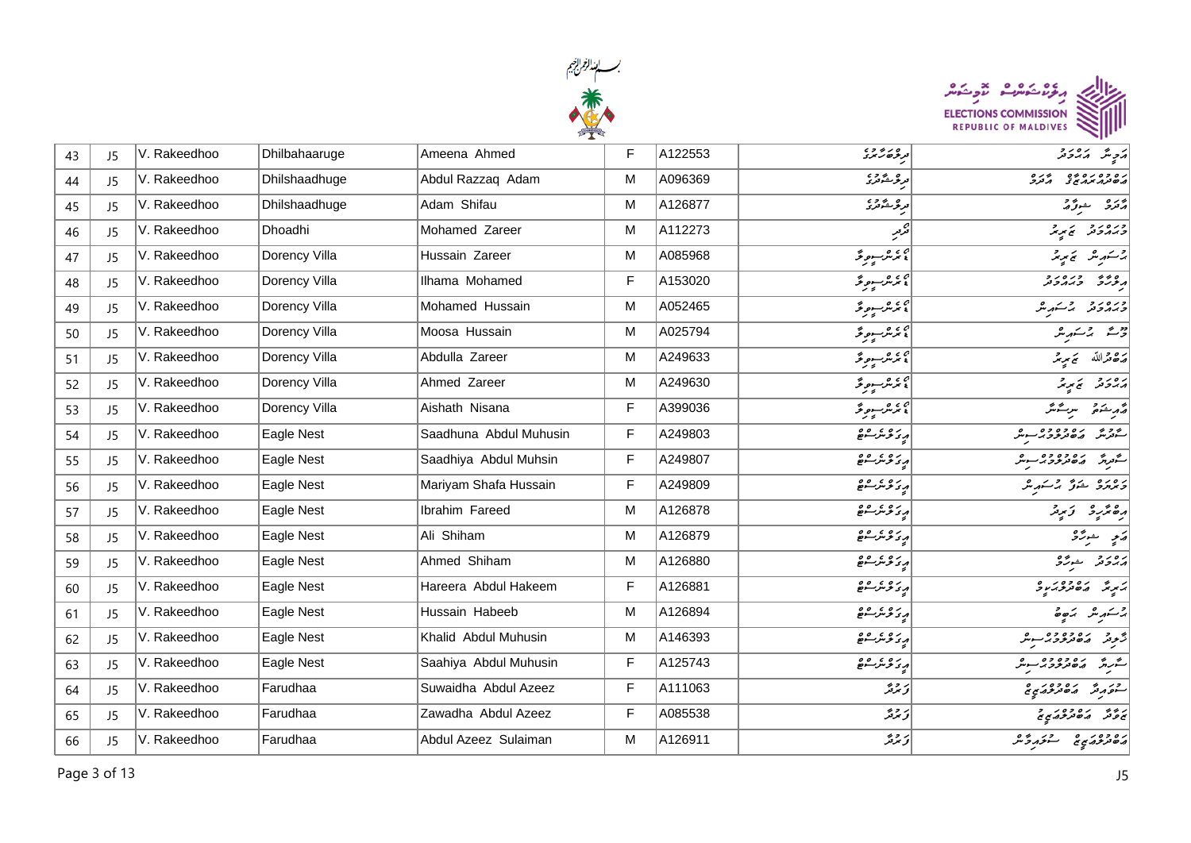| 43 | J5 | V. Rakeedhoo | Dhilbahaaruge | Ameena Ahmed | F | A122553 | ދިލްބަހާރުގެ | އަމީނާ އަހުމަދު |
|---|---|---|---|---|---|---|---|---|
| 44 | J5 | V. Rakeedhoo | Dhilshaadhuge | Abdul Razzaq Adam | M | A096369 | ދިލްޝާދުގެ | އަބްދުއްރައްޒާޤު އާދަމް |
| 45 | J5 | V. Rakeedhoo | Dhilshaadhuge | Adam Shifau | M | A126877 | ދިލްޝާދުގެ | އާދަމް ޝިފާއު |
| 46 | J5 | V. Rakeedhoo | Dhoadhi | Mohamed Zareer | M | A112273 | ދޯދި | މުޙައްމަދު ޒަރީރު |
| 47 | J5 | V. Rakeedhoo | Dorency Villa | Hussain Zareer | M | A085968 | ޑޮރެންސީވިލާ | ހުސައިން ޒަރީރު |
| 48 | J5 | V. Rakeedhoo | Dorency Villa | Ilhama Mohamed | F | A153020 | ޑޮރެންސީވިލާ | އިލްހާމާ މުޙައްމަދު |
| 49 | J5 | V. Rakeedhoo | Dorency Villa | Mohamed Hussain | M | A052465 | ޑޮރެންސީވިލާ | މުޙައްމަދު ހުސައިން |
| 50 | J5 | V. Rakeedhoo | Dorency Villa | Moosa Hussain | M | A025794 | ޑޮރެންސީވިލާ | މޫސާ ހުސައިން |
| 51 | J5 | V. Rakeedhoo | Dorency Villa | Abdulla Zareer | M | A249633 | ޑޮރެންސީވިލާ | އަބްދުﷲ ޒަރީރު |
| 52 | J5 | V. Rakeedhoo | Dorency Villa | Ahmed Zareer | M | A249630 | ޑޮރެންސީވިލާ | އަހުމަދު ޒަރީރު |
| 53 | J5 | V. Rakeedhoo | Dorency Villa | Aishath Nisana | F | A399036 | ޑޮރެންސީވިލާ | އައިޝަތު ނިސާނާ |
| 54 | J5 | V. Rakeedhoo | Eagle Nest | Saadhuna Abdul Muhusin | F | A249803 | އީގަލްނެސްޓް | ސާދުނާ އަބްދުލްމުހުސިން |
| 55 | J5 | V. Rakeedhoo | Eagle Nest | Saadhiya Abdul Muhsin | F | A249807 | އީގަލްނެސްޓް | ސާދިޔާ އަބްދުލްމުހުސިން |
| 56 | J5 | V. Rakeedhoo | Eagle Nest | Mariyam Shafa Hussain | F | A249809 | އީގަލްނެސްޓް | މަރިޔަމް ޝަފާ ހުސައިން |
| 57 | J5 | V. Rakeedhoo | Eagle Nest | Ibrahim Fareed | M | A126878 | އީގަލްނެސްޓް | އިބްރާހިމް ފަރީދު |
| 58 | J5 | V. Rakeedhoo | Eagle Nest | Ali Shiham | M | A126879 | އީގަލްނެސްޓް | އަލި ޝިހާމް |
| 59 | J5 | V. Rakeedhoo | Eagle Nest | Ahmed Shiham | M | A126880 | އީގަލްނެސްޓް | އަހުމަދު ޝިހާމް |
| 60 | J5 | V. Rakeedhoo | Eagle Nest | Hareera Abdul Hakeem | F | A126881 | އީގަލްނެސްޓް | ހަރީރާ އަބްދުލްހަކީމް |
| 61 | J5 | V. Rakeedhoo | Eagle Nest | Hussain Habeeb | M | A126894 | އީގަލްނެސްޓް | ހުސައިން ހަބީބު |
| 62 | J5 | V. Rakeedhoo | Eagle Nest | Khalid Abdul Muhusin | M | A146393 | އީގަލްނެސްޓް | ޚާލިދު އަބްދުލްމުހުސިން |
| 63 | J5 | V. Rakeedhoo | Eagle Nest | Saahiya Abdul Muhusin | F | A125743 | އީގަލްނެސްޓް | ސާހިޔާ އަބްދުލްމުހުސިން |
| 64 | J5 | V. Rakeedhoo | Farudhaa | Suwaidha Abdul Azeez | F | A111063 | ފަރުދާ | ސުވައިދާ އަބްދުލްޢަޒީޒު |
| 65 | J5 | V. Rakeedhoo | Farudhaa | Zawadha Abdul Azeez | F | A085538 | ފަރުދާ | ޒަވާދާ އަބްދުލްޢަޒީޒު |
| 66 | J5 | V. Rakeedhoo | Farudhaa | Abdul Azeez Sulaiman | M | A126911 | ފަރުދާ | އަބްދުލްޢަޒީޒު ސުލައިމާން |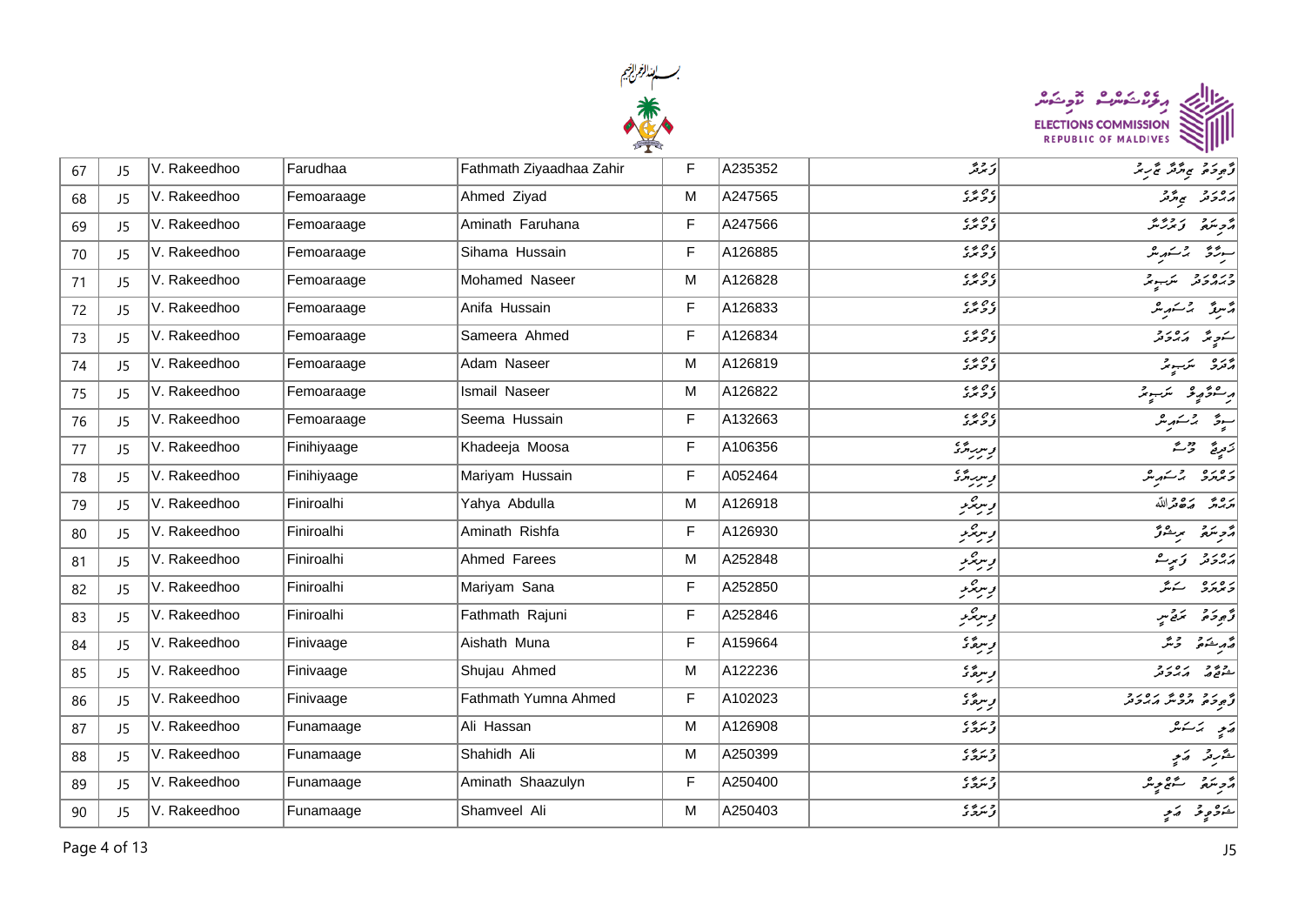| 67 | J5 | V. Rakeedhoo | Farudhaa | Fathmath Ziyaadhaa Zahir | F | A235352 | ފަރުދާ | ފާތިމަތު ޒިޔާދާ ޒާހިރު |
|---|---|---|---|---|---|---|---|---|
| 68 | J5 | V. Rakeedhoo | Femoaraage | Ahmed Ziyad | M | A247565 | ފެމޯރާގެ | އަހުމަދު ޒިޔާދު |
| 69 | J5 | V. Rakeedhoo | Femoaraage | Aminath Faruhana | F | A247566 | ފެމޯރާގެ | އާމިނަތު ފަރުހާނާ |
| 70 | J5 | V. Rakeedhoo | Femoaraage | Sihama Hussain | F | A126885 | ފެމޯރާގެ | ސިހާމާ ހުސައިން |
| 71 | J5 | V. Rakeedhoo | Femoaraage | Mohamed Naseer | M | A126828 | ފެމޯރާގެ | މުހައްމަދު ނަސީރު |
| 72 | J5 | V. Rakeedhoo | Femoaraage | Anifa Hussain | F | A126833 | ފެމޯރާގެ | އާނިފާ ހުސައިން |
| 73 | J5 | V. Rakeedhoo | Femoaraage | Sameera Ahmed | F | A126834 | ފެމޯރާގެ | ސަމީރާ އަހުމަދު |
| 74 | J5 | V. Rakeedhoo | Femoaraage | Adam Naseer | M | A126819 | ފެމޯރާގެ | އާދަމް ނަސީރު |
| 75 | J5 | V. Rakeedhoo | Femoaraage | Ismail Naseer | M | A126822 | ފެމޯރާގެ | އިސްމާއީލް ނަސީރު |
| 76 | J5 | V. Rakeedhoo | Femoaraage | Seema Hussain | F | A132663 | ފެމޯރާގެ | ސީމާ ހުސައިން |
| 77 | J5 | V. Rakeedhoo | Finihiyaage | Khadeeja Moosa | F | A106356 | ފިނިހިޔާގެ | ޚަދީޖާ މޫސާ |
| 78 | J5 | V. Rakeedhoo | Finihiyaage | Mariyam Hussain | F | A052464 | ފިނިހިޔާގެ | މަރިޔަމް ހުސައިން |
| 79 | J5 | V. Rakeedhoo | Finiroalhi | Yahya Abdulla | M | A126918 | ފިނިރޯޅި | ޔަޙްޔާ އަބްދުﷲ |
| 80 | J5 | V. Rakeedhoo | Finiroalhi | Aminath Rishfa | F | A126930 | ފިނިރޯޅި | އާމިނަތު ރިޝްފާ |
| 81 | J5 | V. Rakeedhoo | Finiroalhi | Ahmed Farees | M | A252848 | ފިނިރޯޅި | އަހުމަދު ފަރީސް |
| 82 | J5 | V. Rakeedhoo | Finiroalhi | Mariyam Sana | F | A252850 | ފިނިރޯޅި | މަރިޔަމް ސަނާ |
| 83 | J5 | V. Rakeedhoo | Finiroalhi | Fathmath Rajuni | F | A252846 | ފިނިރޯޅި | ފާތިމަތު ރަޖުނި |
| 84 | J5 | V. Rakeedhoo | Finivaage | Aishath Muna | F | A159664 | ފިނިވާގެ | އައިޝަތު މުނާ |
| 85 | J5 | V. Rakeedhoo | Finivaage | Shujau Ahmed | M | A122236 | ފިނިވާގެ | ޝުޖާޢު އަހުމަދު |
| 86 | J5 | V. Rakeedhoo | Finivaage | Fathmath Yumna Ahmed | F | A102023 | ފިނިވާގެ | ފާތިމަތު ޔުމްނާ އަހުމަދު |
| 87 | J5 | V. Rakeedhoo | Funamaage | Ali Hassan | M | A126908 | ފުނަމާގެ | އަލި ހަސަން |
| 88 | J5 | V. Rakeedhoo | Funamaage | Shahidh Ali | M | A250399 | ފުނަމާގެ | ޝާހިދު އަލި |
| 89 | J5 | V. Rakeedhoo | Funamaage | Aminath Shaazulyn | F | A250400 | ފުނަމާގެ | އާމިނަތު ޝާޒުލީން |
| 90 | J5 | V. Rakeedhoo | Funamaage | Shamveel Ali | M | A250403 | ފުނަމާގެ | ޝަމްވީލް އަލި |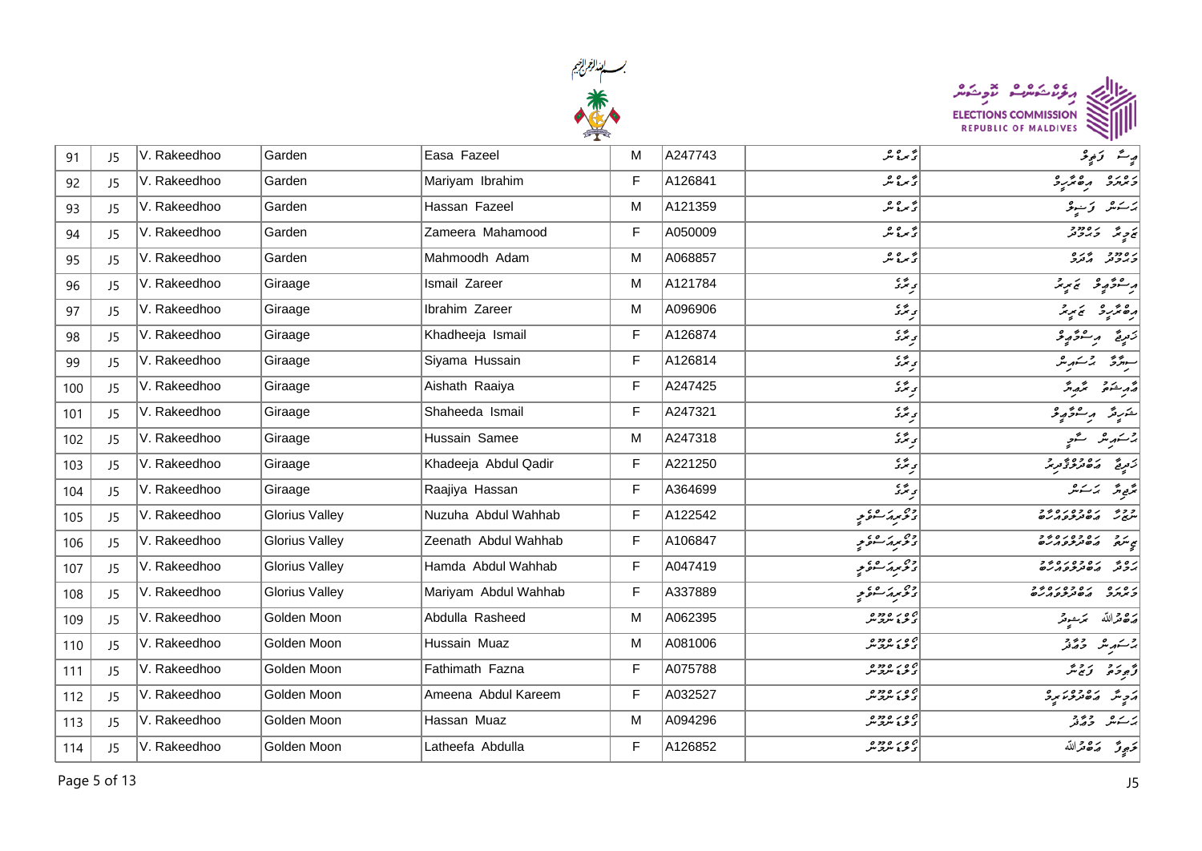| 91 | J5 | V. Rakeedhoo | Garden | Easa Fazeel | M | A247743 | ގާޑްން | ީއސާ ފަޒީލް |
|---|---|---|---|---|---|---|---|---|
| 92 | J5 | V. Rakeedhoo | Garden | Mariyam Ibrahim | F | A126841 | ގާޑްން | މަރިޔަމް އިބްރާހީމް |
| 93 | J5 | V. Rakeedhoo | Garden | Hassan Fazeel | M | A121359 | ގާޑްން | ހަސަން ފަޒީލް |
| 94 | J5 | V. Rakeedhoo | Garden | Zameera Mahamood | F | A050009 | ގާޑްން | ޒަމީރާ މަހުމޫދު |
| 95 | J5 | V. Rakeedhoo | Garden | Mahmoodh Adam | M | A068857 | ގާޑްން | މަހުމޫދު އާދަމް |
| 96 | J5 | V. Rakeedhoo | Giraage | Ismail Zareer | M | A121784 | ގިރާގެ | އިސްމާއިލް ޒަރީރު |
| 97 | J5 | V. Rakeedhoo | Giraage | Ibrahim Zareer | M | A096906 | ގިރާގެ | އިބްރާހީމް ޒަރީރު |
| 98 | J5 | V. Rakeedhoo | Giraage | Khadheeja Ismail | F | A126874 | ގިރާގެ | ޚަދީޖާ އިސްމާއިލް |
| 99 | J5 | V. Rakeedhoo | Giraage | Siyama Hussain | F | A126814 | ގިރާގެ | ސިޔާމާ ހުސައިން |
| 100 | J5 | V. Rakeedhoo | Giraage | Aishath Raaiya | F | A247425 | ގިރާގެ | އާއިޝަތު ރާއިޔާ |
| 101 | J5 | V. Rakeedhoo | Giraage | Shaheeda Ismail | F | A247321 | ގިރާގެ | ޝަހީދާ އިސްމާއިލް |
| 102 | J5 | V. Rakeedhoo | Giraage | Hussain Samee | M | A247318 | ގިރާގެ | ހުސައިން ސާމީ |
| 103 | J5 | V. Rakeedhoo | Giraage | Khadeeja Abdul Qadir | F | A221250 | ގިރާގެ | ޚަދީޖާ އަބްދުލްޤާދިރު |
| 104 | J5 | V. Rakeedhoo | Giraage | Raajiya Hassan | F | A364699 | ގިރާގެ | ރާޖިޔާ ހަސަން |
| 105 | J5 | V. Rakeedhoo | Glorius Valley | Nuzuha Abdul Wahhab | F | A122542 | ގްލޯރިއަސްވެލީ | ނުޒުހާ އަބްދުލްވައްހާބު |
| 106 | J5 | V. Rakeedhoo | Glorius Valley | Zeenath Abdul Wahhab | F | A106847 | ގްލޯރިއަސްވެލީ | ޒީނަތް އަބްދުލްވައްހާބު |
| 107 | J5 | V. Rakeedhoo | Glorius Valley | Hamda Abdul Wahhab | F | A047419 | ގްލޯރިއަސްވެލީ | ހަމްދާ އަބްދުލްވައްހާބު |
| 108 | J5 | V. Rakeedhoo | Glorius Valley | Mariyam Abdul Wahhab | F | A337889 | ގްލޯރިއަސްވެލީ | މަރިޔަމް އަބްދުލްވައްހާބު |
| 109 | J5 | V. Rakeedhoo | Golden Moon | Abdulla Rasheed | M | A062395 | ގޯލްޑަން މޫން | އަބްދުﷲ ރަޝީދު |
| 110 | J5 | V. Rakeedhoo | Golden Moon | Hussain Muaz | M | A081006 | ގޯލްޑަން މޫން | ހުސައިން މުއާޒު |
| 111 | J5 | V. Rakeedhoo | Golden Moon | Fathimath Fazna | F | A075788 | ގޯލްޑަން މޫން | ފާތިމަތު ފަޒްނާ |
| 112 | J5 | V. Rakeedhoo | Golden Moon | Ameena Abdul Kareem | F | A032527 | ގޯލްޑަން މޫން | އަމީނާ އަބްދުލްކަރީމް |
| 113 | J5 | V. Rakeedhoo | Golden Moon | Hassan Muaz | M | A094296 | ގޯލްޑަން މޫން | ހަސަން މުއާޒު |
| 114 | J5 | V. Rakeedhoo | Golden Moon | Latheefa Abdulla | F | A126852 | ގޯލްޑަން މޫން | ލަތީފާ އަބްދުﷲ |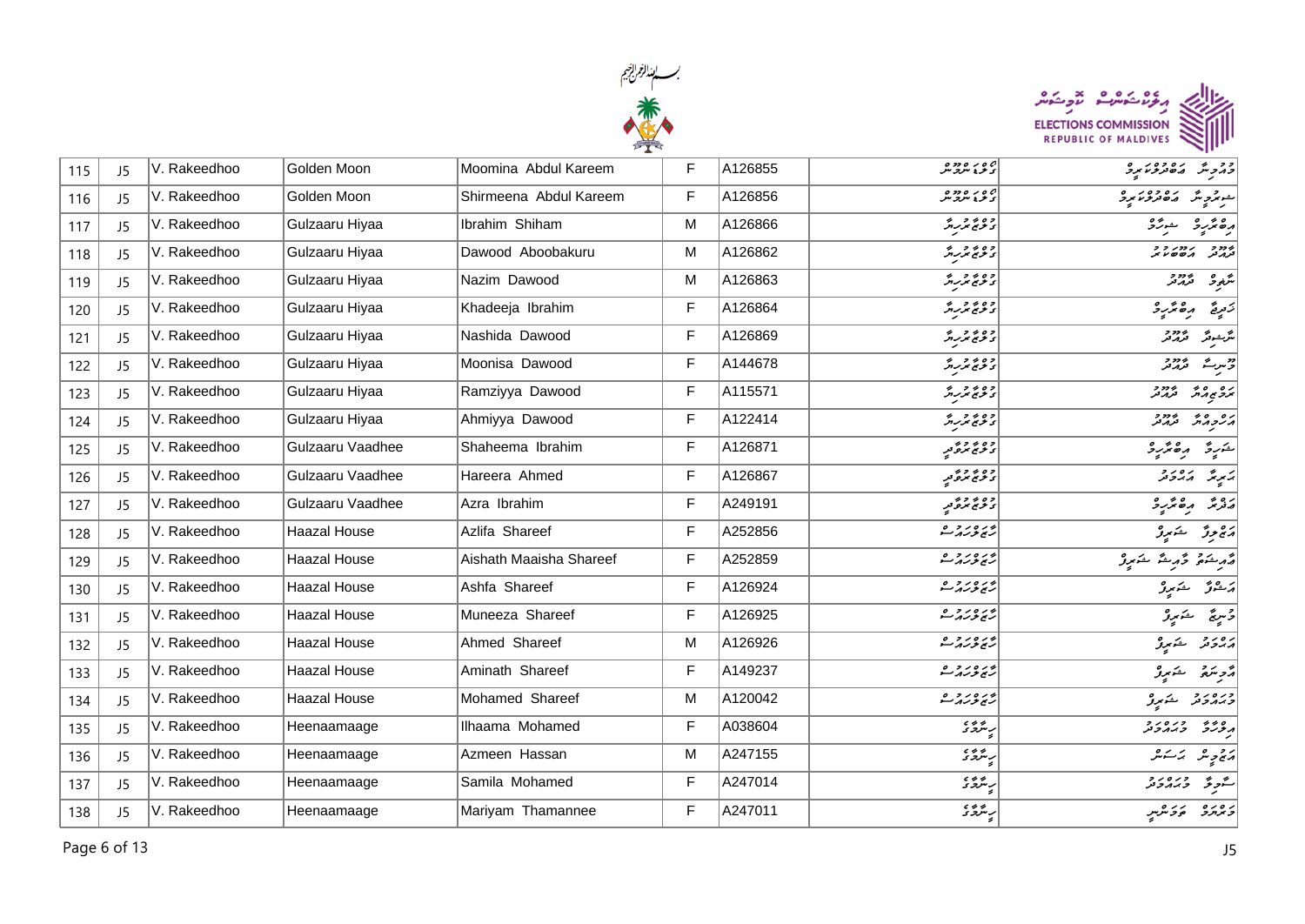| 115 | J5 | V. Rakeedhoo | Golden Moon | Moomina Abdul Kareem | F | A126855 | ގޯލްޑަން މޫން | މޫމިނާ ޢަބްދުލްކަރީމް |
|---|---|---|---|---|---|---|---|---|
| 116 | J5 | V. Rakeedhoo | Golden Moon | Shirmeena Abdul Kareem | F | A126856 | ގޯލްޑަން މޫން | ޝިރްމީނާ ޢަބްދުލްކަރީމް |
| 117 | J5 | V. Rakeedhoo | Gulzaaru Hiyaa | Ibrahim Shiham | M | A126866 | ގުލްޒާރު ހިޔާ | އިބްރާހީމް ޝިހާމް |
| 118 | J5 | V. Rakeedhoo | Gulzaaru Hiyaa | Dawood Aboobakuru | M | A126862 | ގުލްޒާރު ހިޔާ | ދާއޫދު އަބޫބަކުރު |
| 119 | J5 | V. Rakeedhoo | Gulzaaru Hiyaa | Nazim Dawood | M | A126863 | ގުލްޒާރު ހިޔާ | ނާޒިމް ދާއޫދު |
| 120 | J5 | V. Rakeedhoo | Gulzaaru Hiyaa | Khadeeja Ibrahim | F | A126864 | ގުލްޒާރު ހިޔާ | ހަދީޖާ އިބްރާހީމް |
| 121 | J5 | V. Rakeedhoo | Gulzaaru Hiyaa | Nashida Dawood | F | A126869 | ގުލްޒާރު ހިޔާ | ނާޝިދާ ދާއޫދު |
| 122 | J5 | V. Rakeedhoo | Gulzaaru Hiyaa | Moonisa Dawood | F | A144678 | ގުލްޒާރު ހިޔާ | މޫނިސާ ދާއޫދު |
| 123 | J5 | V. Rakeedhoo | Gulzaaru Hiyaa | Ramziyya Dawood | F | A115571 | ގުލްޒާރު ހިޔާ | ރަމްޒިއްޔާ ދާއޫދު |
| 124 | J5 | V. Rakeedhoo | Gulzaaru Hiyaa | Ahmiyya Dawood | F | A122414 | ގުލްޒާރު ހިޔާ | އަޙްމިއްޔާ ދާއޫދު |
| 125 | J5 | V. Rakeedhoo | Gulzaaru Vaadhee | Shaheema Ibrahim | F | A126871 | ގުލްޒާރުވާދީ | ޝަހީމާ އިބްރާހީމް |
| 126 | J5 | V. Rakeedhoo | Gulzaaru Vaadhee | Hareera Ahmed | F | A126867 | ގުލްޒާރުވާދީ | ހަރީރާ އަޙްމަދު |
| 127 | J5 | V. Rakeedhoo | Gulzaaru Vaadhee | Azra Ibrahim | F | A249191 | ގުލްޒާރުވާދީ | އަޒްރާ އިބްރާހީމް |
| 128 | J5 | V. Rakeedhoo | Haazal House | Azlifa Shareef | F | A252856 | ހާޒަލްހައުސް | އަޒްލިފާ ޝަރީފް |
| 129 | J5 | V. Rakeedhoo | Haazal House | Aishath Maaisha Shareef | F | A252859 | ހާޒަލްހައުސް | އާއިޝަތު މާއިޝާ ޝަރީފް |
| 130 | J5 | V. Rakeedhoo | Haazal House | Ashfa Shareef | F | A126924 | ހާޒަލްހައުސް | އަޝްފާ ޝަރީފް |
| 131 | J5 | V. Rakeedhoo | Haazal House | Muneeza Shareef | F | A126925 | ހާޒަލްހައުސް | މުނީޒާ ޝަރީފް |
| 132 | J5 | V. Rakeedhoo | Haazal House | Ahmed Shareef | M | A126926 | ހާޒަލްހައުސް | އަޙްމަދު ޝަރީފް |
| 133 | J5 | V. Rakeedhoo | Haazal House | Aminath Shareef | F | A149237 | ހާޒަލްހައުސް | އާމިނަތު ޝަރީފް |
| 134 | J5 | V. Rakeedhoo | Haazal House | Mohamed Shareef | M | A120042 | ހާޒަލްހައުސް | މުޙައްމަދު ޝަރީފް |
| 135 | J5 | V. Rakeedhoo | Heenaamaage | Ilhaama Mohamed | F | A038604 | ހީނާމާގެ | އިލްހާމާ މުޙައްމަދު |
| 136 | J5 | V. Rakeedhoo | Heenaamaage | Azmeen Hassan | M | A247155 | ހީނާމާގެ | އަޒްމީން ޙަސަން |
| 137 | J5 | V. Rakeedhoo | Heenaamaage | Samila Mohamed | F | A247014 | ހީނާމާގެ | ސާމިލާ މުޙައްމަދު |
| 138 | J5 | V. Rakeedhoo | Heenaamaage | Mariyam Thamannee | F | A247011 | ހީނާމާގެ | މަރިޔަމް ތަމަންނީ |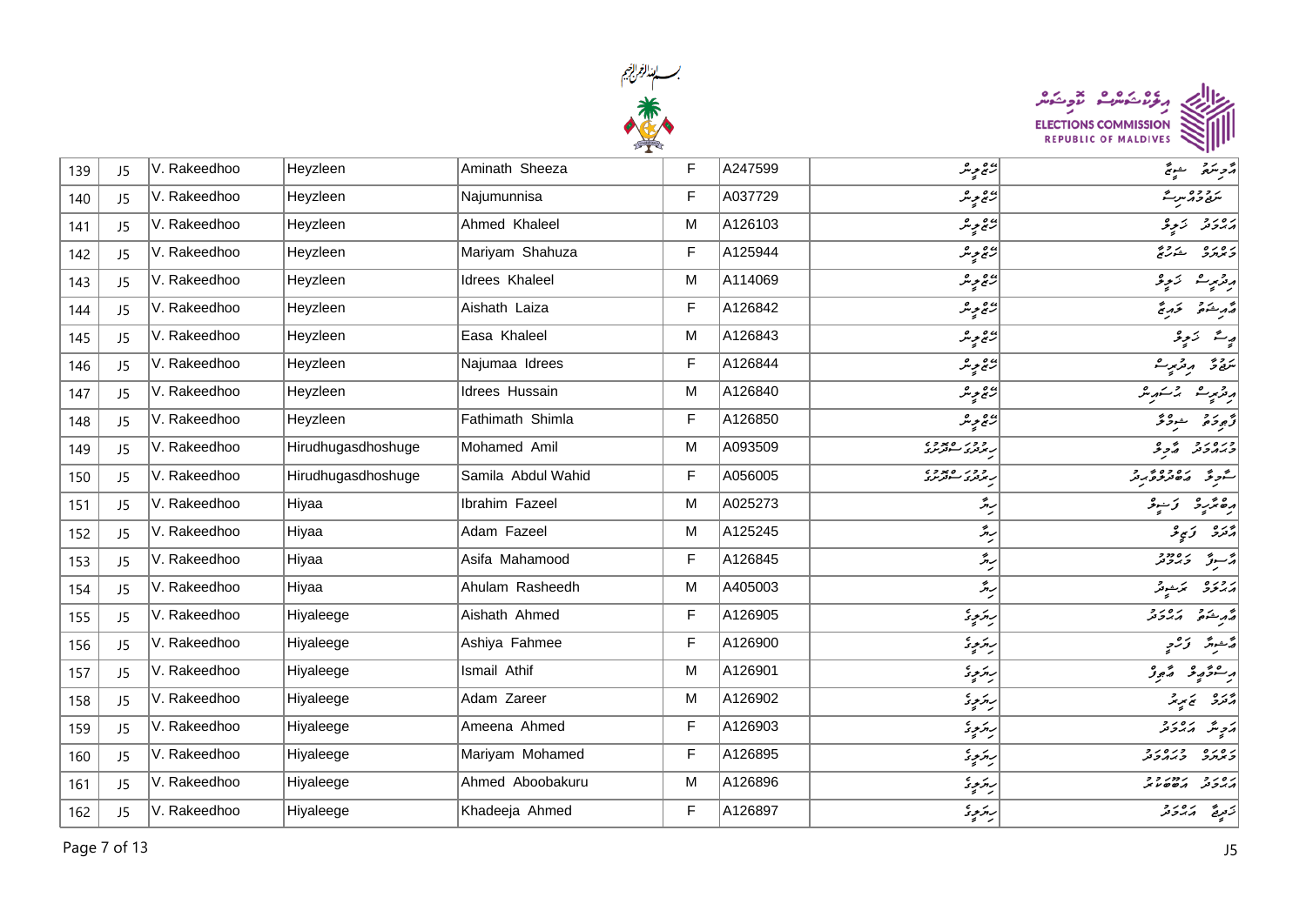| 139 | J5 | V. Rakeedhoo | Heyzleen | Aminath Sheeza | F | A247599 | ހޭޒްލީން | އާމިނަތު ޝީޒާ |
|---|---|---|---|---|---|---|---|---|
| 140 | J5 | V. Rakeedhoo | Heyzleen | Najumunnisa | F | A037729 | ހޭޒްލީން | ނަޖުމުންނިސާ |
| 141 | J5 | V. Rakeedhoo | Heyzleen | Ahmed Khaleel | M | A126103 | ހޭޒްލީން | އަޙްމަދު ޚަލީލު |
| 142 | J5 | V. Rakeedhoo | Heyzleen | Mariyam Shahuza | F | A125944 | ހޭޒްލީން | މަރިޔަމް ޝަހުޒާ |
| 143 | J5 | V. Rakeedhoo | Heyzleen | Idrees Khaleel | M | A114069 | ހޭޒްލީން | އިދްރީސް ޚަލީލު |
| 144 | J5 | V. Rakeedhoo | Heyzleen | Aishath Laiza | F | A126842 | ހޭޒްލީން | އާއިޝަތު ލައިޒާ |
| 145 | J5 | V. Rakeedhoo | Heyzleen | Easa Khaleel | M | A126843 | ހޭޒްލީން | އީސާ ޚަލީލު |
| 146 | J5 | V. Rakeedhoo | Heyzleen | Najumaa Idrees | F | A126844 | ހޭޒްލީން | ނަޖުމާ އިދްރީސް |
| 147 | J5 | V. Rakeedhoo | Heyzleen | Idrees Hussain | M | A126840 | ހޭޒްލީން | އިދްރީސް ހުސައިން |
| 148 | J5 | V. Rakeedhoo | Heyzleen | Fathimath Shimla | F | A126850 | ހޭޒްލީން | ފާތިމަތު ޝިމްލާ |
| 149 | J5 | V. Rakeedhoo | Hirudhugasdhoshuge | Mohamed Amil | M | A093509 | ހިރުދުގަސްދޮށުގެ | މުޙައްމަދު އާމިލް |
| 150 | J5 | V. Rakeedhoo | Hirudhugasdhoshuge | Samila Abdul Wahid | F | A056005 | ހިރުދުގަސްދޮށުގެ | ސާމިލާ ޢަބްދުލްވާހިދު |
| 151 | J5 | V. Rakeedhoo | Hiyaa | Ibrahim Fazeel | M | A025273 | ހިޔާ | އިބްރާހީމް ފަޟީލު |
| 152 | J5 | V. Rakeedhoo | Hiyaa | Adam Fazeel | M | A125245 | ހިޔާ | އާދަމް ފަޟީލު |
| 153 | J5 | V. Rakeedhoo | Hiyaa | Asifa Mahamood | F | A126845 | ހިޔާ | އާސިފާ މަޙްމޫދު |
| 154 | J5 | V. Rakeedhoo | Hiyaa | Ahulam Rasheedh | M | A405003 | ހިޔާ | އަހުލަމް ރަޝީދު |
| 155 | J5 | V. Rakeedhoo | Hiyaleege | Aishath Ahmed | F | A126905 | ހިޔަލީގެ | އާއިޝަތު އަޙްމަދު |
| 156 | J5 | V. Rakeedhoo | Hiyaleege | Ashiya Fahmee | F | A126900 | ހިޔަލީގެ | އާޝިޔާ ފަހުމީ |
| 157 | J5 | V. Rakeedhoo | Hiyaleege | Ismail Athif | M | A126901 | ހިޔަލީގެ | އިސްމާޢީލް އާތިފް |
| 158 | J5 | V. Rakeedhoo | Hiyaleege | Adam Zareer | M | A126902 | ހިޔަލީގެ | އާދަމް ޒަރީރު |
| 159 | J5 | V. Rakeedhoo | Hiyaleege | Ameena Ahmed | F | A126903 | ހިޔަލީގެ | އަމީނާ އަޙްމަދު |
| 160 | J5 | V. Rakeedhoo | Hiyaleege | Mariyam Mohamed | F | A126895 | ހިޔަލީގެ | މަރިޔަމް މުޙައްމަދު |
| 161 | J5 | V. Rakeedhoo | Hiyaleege | Ahmed Aboobakuru | M | A126896 | ހިޔަލީގެ | އަޙްމަދު އަބޫބަކުރު |
| 162 | J5 | V. Rakeedhoo | Hiyaleege | Khadeeja Ahmed | F | A126897 | ހިޔަލީގެ | ޚަދީޖާ އަޙްމަދު |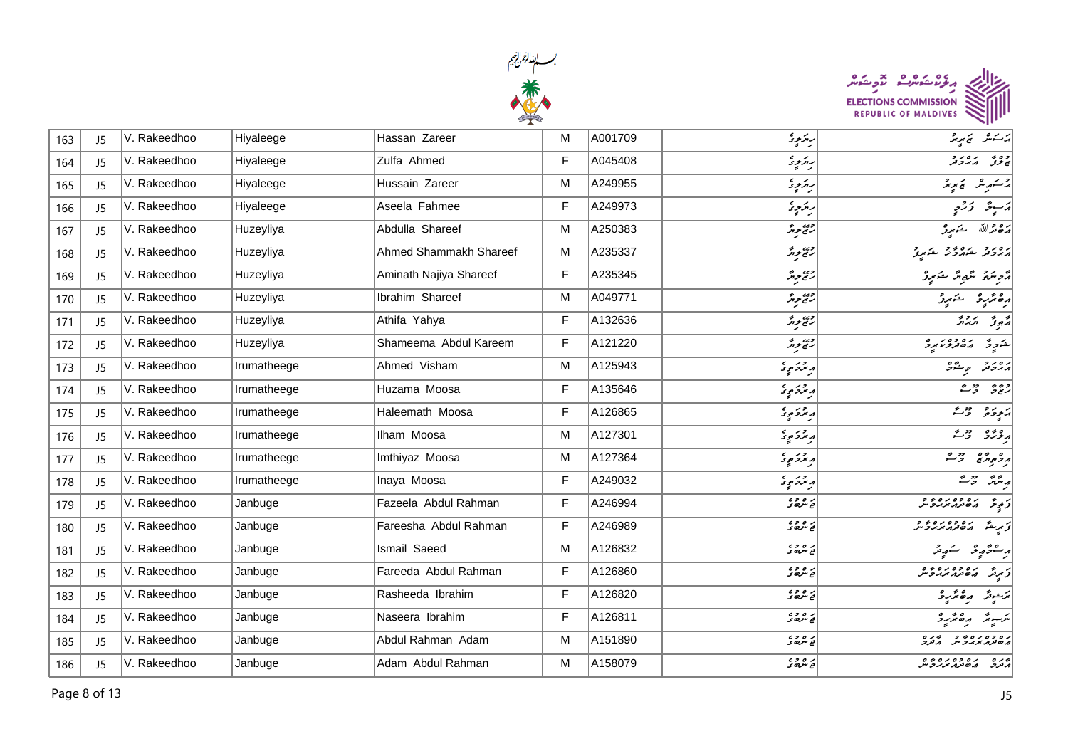| 163 | J5 | V. Rakeedhoo | Hiyaleege | Hassan Zareer | M | A001709 | ހިޔަލީގެ | ހަސަން ޒަރީރު |
|---|---|---|---|---|---|---|---|---|
| 164 | J5 | V. Rakeedhoo | Hiyaleege | Zulfa Ahmed | F | A045408 | ހިޔަލީގެ | ޒުލްފާ އަހްމަދު |
| 165 | J5 | V. Rakeedhoo | Hiyaleege | Hussain Zareer | M | A249955 | ހިޔަލީގެ | ހުސައިން ޒަރީރު |
| 166 | J5 | V. Rakeedhoo | Hiyaleege | Aseela Fahmee | F | A249973 | ހިޔަލީގެ | އަސީލާ ފަހުމީ |
| 167 | J5 | V. Rakeedhoo | Huzeyliya | Abdulla Shareef | M | A250383 | ހުޒޭލިޔާ | އަބްދުﷲ ޝަރީފު |
| 168 | J5 | V. Rakeedhoo | Huzeyliya | Ahmed Shammakh Shareef | M | A235337 | ހުޒޭލިޔާ | އަހްމަދު ޝައްމާޚު ޝަރީފު |
| 169 | J5 | V. Rakeedhoo | Huzeyliya | Aminath Najiya Shareef | F | A235345 | ހުޒޭލިޔާ | އާމިނަތު ނާޖިޔާ ޝަރީފު |
| 170 | J5 | V. Rakeedhoo | Huzeyliya | Ibrahim Shareef | M | A049771 | ހުޒޭލިޔާ | އިބްރާހީމް ޝަރީފު |
| 171 | J5 | V. Rakeedhoo | Huzeyliya | Athifa Yahya | F | A132636 | ހުޒޭލިޔާ | އާތިފާ ޔަޙްޔާ |
| 172 | J5 | V. Rakeedhoo | Huzeyliya | Shameema Abdul Kareem | F | A121220 | ހުޒޭލިޔާ | ޝަމީމާ އަބްދުލްކަރީމް |
| 173 | J5 | V. Rakeedhoo | Irumatheege | Ahmed Visham | M | A125943 | އިރުމަތީގެ | އަހްމަދު ވިޝާމް |
| 174 | J5 | V. Rakeedhoo | Irumatheege | Huzama Moosa | F | A135646 | އިރުމަތީގެ | ހުޒާމާ މޫސާ |
| 175 | J5 | V. Rakeedhoo | Irumatheege | Haleemath Moosa | F | A126865 | އިރުމަތީގެ | ހަލީމަތު މޫސާ |
| 176 | J5 | V. Rakeedhoo | Irumatheege | Ilham Moosa | M | A127301 | އިރުމަތީގެ | އިލްހާމް މޫސާ |
| 177 | J5 | V. Rakeedhoo | Irumatheege | Imthiyaz Moosa | M | A127364 | އިރުމަތީގެ | އިމްތިޔާޒް މޫސާ |
| 178 | J5 | V. Rakeedhoo | Irumatheege | Inaya Moosa | F | A249032 | އިރުމަތީގެ | އިނާޔާ މޫސާ |
| 179 | J5 | V. Rakeedhoo | Janbuge | Fazeela Abdul Rahman | F | A246994 | ޖަންބުގެ | ފަޒީލާ އަބްދުއްރަޙްމާން |
| 180 | J5 | V. Rakeedhoo | Janbuge | Fareesha Abdul Rahman | F | A246989 | ޖަންބުގެ | ފަރީޝާ އަބްދުއްރަޙްމާން |
| 181 | J5 | V. Rakeedhoo | Janbuge | Ismail Saeed | M | A126832 | ޖަންބުގެ | އިސްމާއިލް ސަޢީދު |
| 182 | J5 | V. Rakeedhoo | Janbuge | Fareeda Abdul Rahman | F | A126860 | ޖަންބުގެ | ފަރީދާ އަބްދުއްރަޙްމާން |
| 183 | J5 | V. Rakeedhoo | Janbuge | Rasheeda Ibrahim | F | A126820 | ޖަންބުގެ | ރަޝީދާ އިބްރާހީމް |
| 184 | J5 | V. Rakeedhoo | Janbuge | Naseera Ibrahim | F | A126811 | ޖަންބުގެ | ނަސީރާ އިބްރާހީމް |
| 185 | J5 | V. Rakeedhoo | Janbuge | Abdul Rahman Adam | M | A151890 | ޖަންބުގެ | އަބްދުއްރަޙްމާން އާދަމް |
| 186 | J5 | V. Rakeedhoo | Janbuge | Adam Abdul Rahman | M | A158079 | ޖަންބުގެ | އާދަމް އަބްދުއްރަޙްމާން |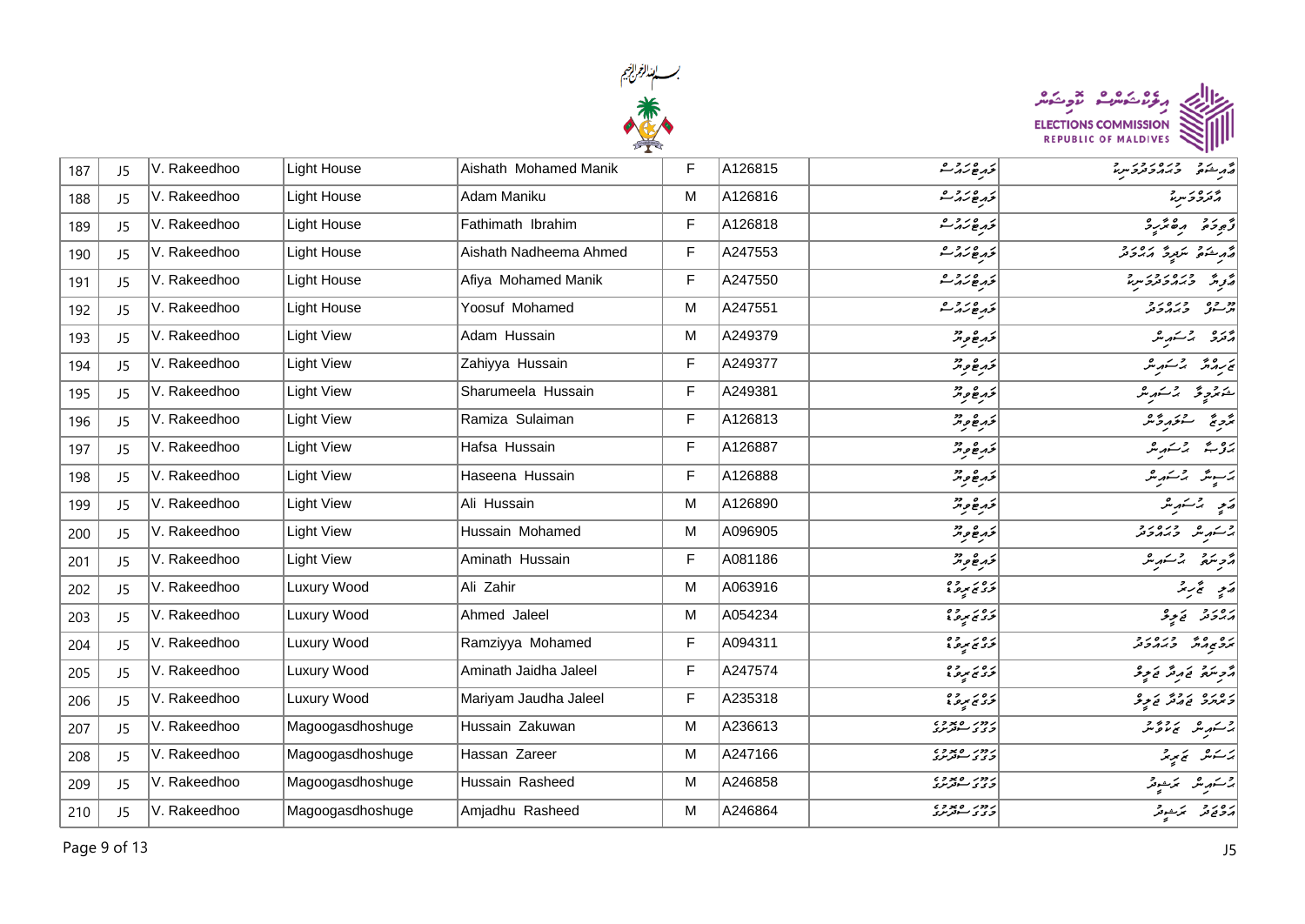| 187 | J5 | V. Rakeedhoo | Light House | Aishath Mohamed Manik | F | A126815 | ލައިޓްހައުސް | އާއިޝަތު މުހައްމަދުމަނިކު |
|---|---|---|---|---|---|---|---|---|
| 188 | J5 | V. Rakeedhoo | Light House | Adam Maniku | M | A126816 | ލައިޓްހައުސް | އާދަމްމަނިކު |
| 189 | J5 | V. Rakeedhoo | Light House | Fathimath Ibrahim | F | A126818 | ލައިޓްހައުސް | ފާތިމަތު އިބްރާހީމް |
| 190 | J5 | V. Rakeedhoo | Light House | Aishath Nadheema Ahmed | F | A247553 | ލައިޓްހައުސް | އާއިޝަތު ނަދީމާ އަހުމަދު |
| 191 | J5 | V. Rakeedhoo | Light House | Afiya Mohamed Manik | F | A247550 | ލައިޓްހައުސް | އާފިޔާ މުހައްމަދުމަނިކު |
| 192 | J5 | V. Rakeedhoo | Light House | Yoosuf Mohamed | M | A247551 | ލައިޓްހައުސް | ޔޫސުފް މުހައްމަދު |
| 193 | J5 | V. Rakeedhoo | Light View | Adam Hussain | M | A249379 | ލައިޓްވިއު | އާދަމް ހުސައިން |
| 194 | J5 | V. Rakeedhoo | Light View | Zahiyya Hussain | F | A249377 | ލައިޓްވިއު | ޒަހިއްޔާ ހުސައިން |
| 195 | J5 | V. Rakeedhoo | Light View | Sharumeela Hussain | F | A249381 | ލައިޓްވިއު | ޝަރުމީލާ ހުސައިން |
| 196 | J5 | V. Rakeedhoo | Light View | Ramiza Sulaiman | F | A126813 | ލައިޓްވިއު | ރާމިޒާ ސުލައިމާން |
| 197 | J5 | V. Rakeedhoo | Light View | Hafsa Hussain | F | A126887 | ލައިޓްވިއު | ހަފްސާ ހުސައިން |
| 198 | J5 | V. Rakeedhoo | Light View | Haseena Hussain | F | A126888 | ލައިޓްވިއު | ހަސީނާ ހުސައިން |
| 199 | J5 | V. Rakeedhoo | Light View | Ali Hussain | M | A126890 | ލައިޓްވިއު | އަލި ހުސައިން |
| 200 | J5 | V. Rakeedhoo | Light View | Hussain Mohamed | M | A096905 | ލައިޓްވިއު | ހުސައިން މުހައްމަދު |
| 201 | J5 | V. Rakeedhoo | Light View | Aminath Hussain | F | A081186 | ލައިޓްވިއު | އާމިނަތު ހުސައިން |
| 202 | J5 | V. Rakeedhoo | Luxury Wood | Ali Zahir | M | A063916 | ލަގްޒަރީވުޑް | އަލި ޒާހިރު |
| 203 | J5 | V. Rakeedhoo | Luxury Wood | Ahmed Jaleel | M | A054234 | ލަގްޒަރީވުޑް | އަހުމަދު ޖަލީލް |
| 204 | J5 | V. Rakeedhoo | Luxury Wood | Ramziyya Mohamed | F | A094311 | ލަގްޒަރީވުޑް | ރަމްޒިއްޔާ މުހައްމަދު |
| 205 | J5 | V. Rakeedhoo | Luxury Wood | Aminath Jaidha Jaleel | F | A247574 | ލަގްޒަރީވުޑް | އާމިނަތު ޖައިދާ ޖަލީލް |
| 206 | J5 | V. Rakeedhoo | Luxury Wood | Mariyam Jaudha Jaleel | F | A235318 | ލަގްޒަރީވުޑް | މަރިޔަމް ޖައުދާ ޖަލީލް |
| 207 | J5 | V. Rakeedhoo | Magoogasdhoshuge | Hussain Zakuwan | M | A236613 | މަގޫގަސްދޮށުގެ | ހުސައިން ޒަކުވާން |
| 208 | J5 | V. Rakeedhoo | Magoogasdhoshuge | Hassan Zareer | M | A247166 | މަގޫގަސްދޮށުގެ | ހަސަން ޒަރީރު |
| 209 | J5 | V. Rakeedhoo | Magoogasdhoshuge | Hussain Rasheed | M | A246858 | މަގޫގަސްދޮށުގެ | ހުސައިން ރަޝީދު |
| 210 | J5 | V. Rakeedhoo | Magoogasdhoshuge | Amjadhu Rasheed | M | A246864 | މަގޫގަސްދޮށުގެ | އަމްޖަދު ރަޝީދު |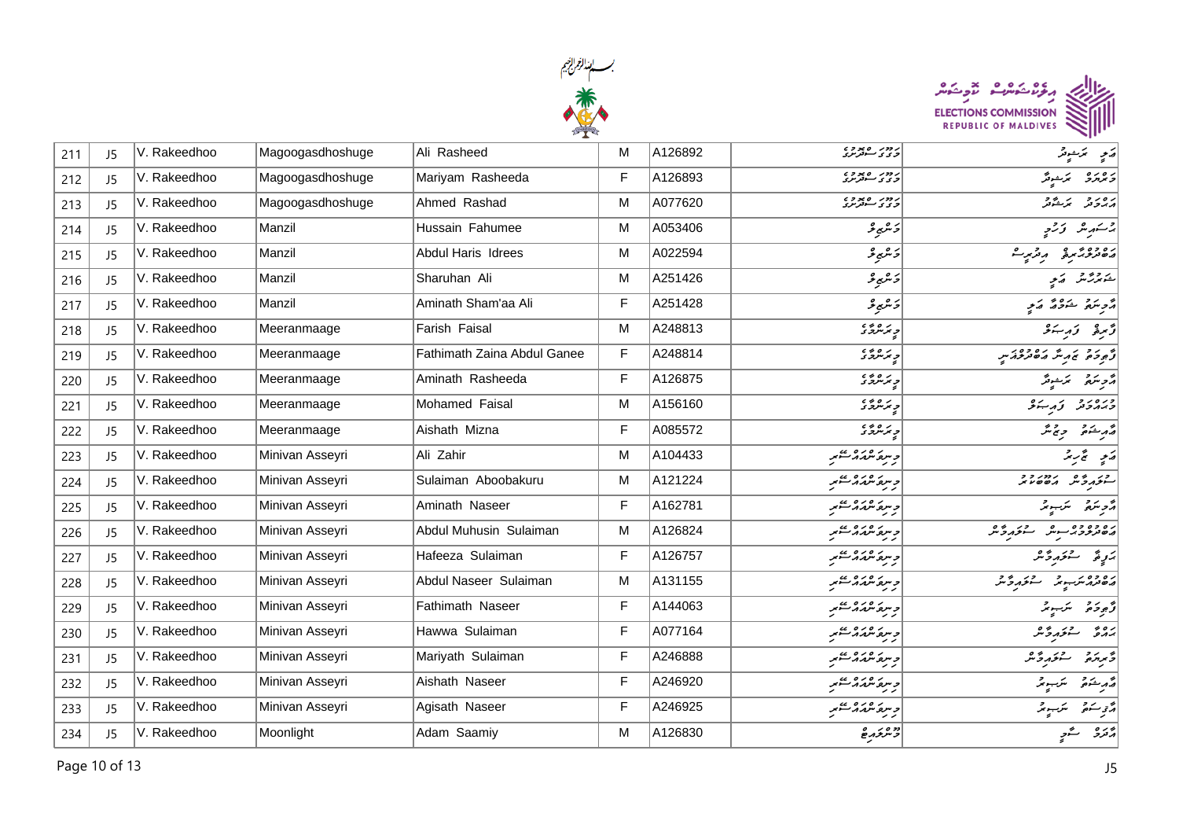| 211 | J5 | V. Rakeedhoo | Magoogasdhoshuge | Ali Rasheed | M | A126892 | ހަމަގޫގަސްދޮށުގެ | ޢަލީ ރަޝީދު |
|---|---|---|---|---|---|---|---|---|
| 212 | J5 | V. Rakeedhoo | Magoogasdhoshuge | Mariyam Rasheeda | F | A126893 | ހަމަގޫގަސްދޮށުގެ | މަރިޔަމް ރަޝީދާ |
| 213 | J5 | V. Rakeedhoo | Magoogasdhoshuge | Ahmed Rashad | M | A077620 | ހަމަގޫގަސްދޮށުގެ | އަޙްމަދު ރަޝާދު |
| 214 | J5 | V. Rakeedhoo | Manzil | Hussain Fahumee | M | A053406 | މަންޒިލް | ޙުސައިން ފަހުމީ |
| 215 | J5 | V. Rakeedhoo | Manzil | Abdul Haris Idrees | M | A022594 | މަންޒިލް | ޢަބްދުލްހާރިޘް އިދުރީސް |
| 216 | J5 | V. Rakeedhoo | Manzil | Sharuhan Ali | M | A251426 | މަންޒިލް | ޝަރުހާން ޢަލީ |
| 217 | J5 | V. Rakeedhoo | Manzil | Aminath Sham'aa Ali | F | A251428 | މަންޒިލް | އާމިނަތު ޝަމްޢާ ޢަލީ |
| 218 | J5 | V. Rakeedhoo | Meeranmaage | Farish Faisal | M | A248813 | މީރަންމާގެ | ފާރިޝް ފައިސަލް |
| 219 | J5 | V. Rakeedhoo | Meeranmaage | Fathimath Zaina Abdul Ganee | F | A248814 | މީރަންމާގެ | ފާތިމަތު ޒައިނާ ޢަބްދުލްޣަނީ |
| 220 | J5 | V. Rakeedhoo | Meeranmaage | Aminath Rasheeda | F | A126875 | މީރަންމާގެ | އާމިނަތު ރަޝީދާ |
| 221 | J5 | V. Rakeedhoo | Meeranmaage | Mohamed Faisal | M | A156160 | މީރަންމާގެ | މުޙައްމަދު ފައިސަލް |
| 222 | J5 | V. Rakeedhoo | Meeranmaage | Aishath Mizna | F | A085572 | މީރަންމާގެ | ޢާއިޝަތު މިޒްނާ |
| 223 | J5 | V. Rakeedhoo | Minivan Asseyri | Ali Zahir | M | A104433 | މިނިވަން އައްސޭރި | ޢަލީ ޒާހިރު |
| 224 | J5 | V. Rakeedhoo | Minivan Asseyri | Sulaiman Aboobakuru | M | A121224 | މިނިވަން އައްސޭރި | ސުލައިމާން އަބޫބަކުރު |
| 225 | J5 | V. Rakeedhoo | Minivan Asseyri | Aminath Naseer | F | A162781 | މިނިވަން އައްސޭރި | އާމިނަތު ނަސީރު |
| 226 | J5 | V. Rakeedhoo | Minivan Asseyri | Abdul Muhusin Sulaiman | M | A126824 | މިނިވަން އައްސޭރި | ޢަބްދުލްމުޙުސިން ސުލައިމާން |
| 227 | J5 | V. Rakeedhoo | Minivan Asseyri | Hafeeza Sulaiman | F | A126757 | މިނިވަން އައްސޭރި | ޙަފީޒާ ސުލައިމާން |
| 228 | J5 | V. Rakeedhoo | Minivan Asseyri | Abdul Naseer Sulaiman | M | A131155 | މިނިވަން އައްސޭރި | ޢަބްދުލްނަސީރު ސުލައިމާން |
| 229 | J5 | V. Rakeedhoo | Minivan Asseyri | Fathimath Naseer | F | A144063 | މިނިވަން އައްސޭރި | ފާތިމަތު ނަސީރު |
| 230 | J5 | V. Rakeedhoo | Minivan Asseyri | Hawwa Sulaiman | F | A077164 | މިނިވަން އައްސޭރި | ޙައްވާ ސުލައިމާން |
| 231 | J5 | V. Rakeedhoo | Minivan Asseyri | Mariyath Sulaiman | F | A246888 | މިނިވަން އައްސޭރި | މާރިޔަތު ސުލައިމާން |
| 232 | J5 | V. Rakeedhoo | Minivan Asseyri | Aishath Naseer | F | A246920 | މިނިވަން އައްސޭރި | ޢާއިޝަތު ނަސީރު |
| 233 | J5 | V. Rakeedhoo | Minivan Asseyri | Agisath Naseer | F | A246925 | މިނިވަން އައްސޭރި | އާގިސަތު ނަސީރު |
| 234 | J5 | V. Rakeedhoo | Moonlight | Adam Saamiy | M | A126830 | މޫންލައިޓް | އާދަމް ސާމީ |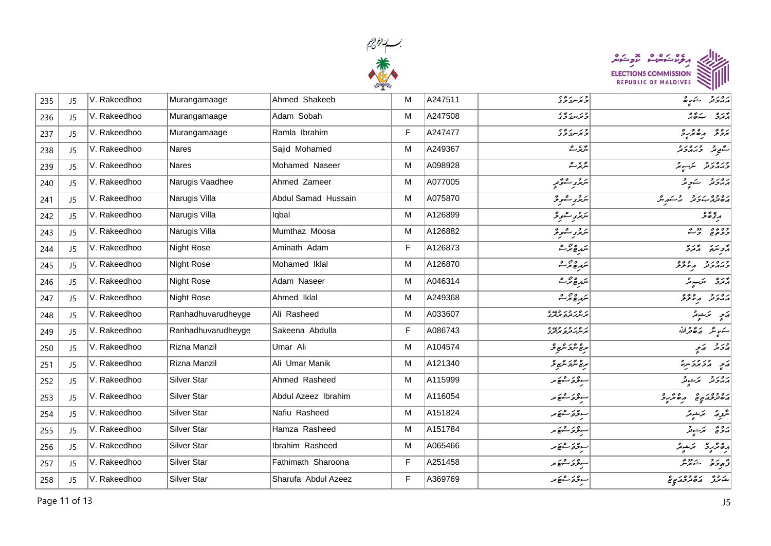| 235 | J5 | V. Rakeedhoo | Murangamaage | Ahmed Shakeeb | M | A247511 | ޑުރަނގަމާގެ | އަޙްމަދު ޝަކީބު |
|---|---|---|---|---|---|---|---|---|
| 236 | J5 | V. Rakeedhoo | Murangamaage | Adam Sobah | M | A247508 | ޑުރަނގަމާގެ | އާދަމް ޞަބާޙް |
| 237 | J5 | V. Rakeedhoo | Murangamaage | Ramla Ibrahim | F | A247477 | ޑުރަނގަމާގެ | ރަމްލާ އިބްރާހީމް |
| 238 | J5 | V. Rakeedhoo | Nares | Sajid Mohamed | M | A249367 | ނާރެސް | ސާޖިދު މުޙައްމަދު |
| 239 | J5 | V. Rakeedhoo | Nares | Mohamed Naseer | M | A098928 | ނާރެސް | މުޙައްމަދު ނަސީރު |
| 240 | J5 | V. Rakeedhoo | Narugis Vaadhee | Ahmed Zameer | M | A077005 | ނަރުގިސްވާދީ | އަޙްމަދު ޒަމީރު |
| 241 | J5 | V. Rakeedhoo | Narugis Villa | Abdul Samad Hussain | M | A075870 | ނަރުގިސްވިލާ | އަބްދުއްސަމަދު ހުސައިން |
| 242 | J5 | V. Rakeedhoo | Narugis Villa | Iqbal | M | A126899 | ނަރުގިސްވިލާ | އިޤުބާލް |
| 243 | J5 | V. Rakeedhoo | Narugis Villa | Mumthaz Moosa | M | A126882 | ނަރުގިސްވިލާ | މުމްތާޒް މޫސާ |
| 244 | J5 | V. Rakeedhoo | Night Rose | Aminath Adam | F | A126873 | ނައިޓްރޯސް | އާމިނަތު އާދަމް |
| 245 | J5 | V. Rakeedhoo | Night Rose | Mohamed Iklal | M | A126870 | ނައިޓްރޯސް | މުޙައްމަދު އިކްލާލް |
| 246 | J5 | V. Rakeedhoo | Night Rose | Adam Naseer | M | A046314 | ނައިޓްރޯސް | އާދަމް ނަސީރު |
| 247 | J5 | V. Rakeedhoo | Night Rose | Ahmed Iklal | M | A249368 | ނައިޓްރޯސް | އަޙްމަދު އިކްލާލް |
| 248 | J5 | V. Rakeedhoo | Ranhadhuvarudheyge | Ali Rasheed | M | A033607 | ރަންހަދުވަރުދެޔގެ | އަލީ ރަޝީދު |
| 249 | J5 | V. Rakeedhoo | Ranhadhuvarudheyge | Sakeena Abdulla | F | A086743 | ރަންހަދުވަރުދެޔގެ | ސަކީނާ އަބްދުﷲ |
| 250 | J5 | V. Rakeedhoo | Rizna Manzil | Umar Ali | M | A104574 | ރިޒްނާމަންޒިލް | އުމަރު އަލީ |
| 251 | J5 | V. Rakeedhoo | Rizna Manzil | Ali Umar Manik | M | A121340 | ރިޒްނާމަންޒިލް | އަލީ އުމަރުމަނިކު |
| 252 | J5 | V. Rakeedhoo | Silver Star | Ahmed Rasheed | M | A115999 | ސިލްވަރސްޓަރ | އަޙްމަދު ރަޝީދު |
| 253 | J5 | V. Rakeedhoo | Silver Star | Abdul Azeez Ibrahim | M | A116054 | ސިލްވަރސްޓަރ | އަބްދުލްޢަޒީޒު އިބްރާހީމް |
| 254 | J5 | V. Rakeedhoo | Silver Star | Nafiu Rasheed | M | A151824 | ސިލްވަރސްޓަރ | ނާފިޢު ރަޝީދު |
| 255 | J5 | V. Rakeedhoo | Silver Star | Hamza Rasheed | M | A151784 | ސިލްވަރސްޓަރ | ހަމްޒާ ރަޝީދު |
| 256 | J5 | V. Rakeedhoo | Silver Star | Ibrahim Rasheed | M | A065466 | ސިލްވަރސްޓަރ | އިބްރާހީމް ރަޝީދު |
| 257 | J5 | V. Rakeedhoo | Silver Star | Fathimath Sharoona | F | A251458 | ސިލްވަރސްޓަރ | ފާތިމަތު ޝަރޫނާ |
| 258 | J5 | V. Rakeedhoo | Silver Star | Sharufa Abdul Azeez | F | A369769 | ސިލްވަރސްޓަރ | ޝަރުފާ އަބްދުލްޢަޒީޒު |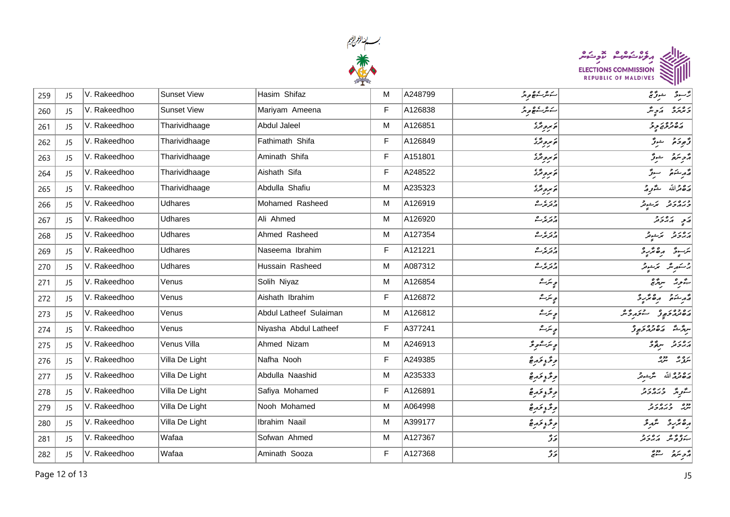| 259 | J5 | V. Rakeedhoo | Sunset View | Hasim Shifaz | M | A248799 | ސަންސެޓްވިއު | ހާސިމް ޝިފާޒް |
|---|---|---|---|---|---|---|---|---|
| 260 | J5 | V. Rakeedhoo | Sunset View | Mariyam Ameena | F | A126838 | ސަންސެޓްވިއު | މަރިޔަމް އަމީނާ |
| 261 | J5 | V. Rakeedhoo | Tharividhaage | Abdul Jaleel | M | A126851 | ތަރިވިދާގެ | އަބްދުލްޖަލީލް |
| 262 | J5 | V. Rakeedhoo | Tharividhaage | Fathimath Shifa | F | A126849 | ތަރިވިދާގެ | ފާތިމަތު ޝިފާ |
| 263 | J5 | V. Rakeedhoo | Tharividhaage | Aminath Shifa | F | A151801 | ތަރިވިދާގެ | އާމިނަތު ޝިފާ |
| 264 | J5 | V. Rakeedhoo | Tharividhaage | Aishath Sifa | F | A248522 | ތަރިވިދާގެ | އާއިޝަތު ސިފާ |
| 265 | J5 | V. Rakeedhoo | Tharividhaage | Abdulla Shafiu | M | A235323 | ތަރިވިދާގެ | އަބްދުاللهِ ޝާފިއު |
| 266 | J5 | V. Rakeedhoo | Udhares | Mohamed Rasheed | M | A126919 | އުދަރެސް | މުޙައްމަދު ރަޝީދު |
| 267 | J5 | V. Rakeedhoo | Udhares | Ali Ahmed | M | A126920 | އުދަރެސް | އަލި އަޙްމަދު |
| 268 | J5 | V. Rakeedhoo | Udhares | Ahmed Rasheed | M | A127354 | އުދަރެސް | އަޙްމަދު ރަޝީދު |
| 269 | J5 | V. Rakeedhoo | Udhares | Naseema Ibrahim | F | A121221 | އުދަރެސް | ނަސީމާ އިބްރާހީމް |
| 270 | J5 | V. Rakeedhoo | Udhares | Hussain Rasheed | M | A087312 | އުދަރެސް | ހުސައިން ރަޝީދު |
| 271 | J5 | V. Rakeedhoo | Venus | Solih Niyaz | M | A126854 | ވީނަސް | ޞާލިޙް ނިޔާޒް |
| 272 | J5 | V. Rakeedhoo | Venus | Aishath Ibrahim | F | A126872 | ވީނަސް | އާއިޝަތު އިބްރާހީމް |
| 273 | J5 | V. Rakeedhoo | Venus | Abdul Latheef Sulaiman | M | A126812 | ވީނަސް | އަބްދުލްލަޠީފް ސުލައިމާން |
| 274 | J5 | V. Rakeedhoo | Venus | Niyasha Abdul Latheef | F | A377241 | ވީނަސް | ނިޔާޝާ އަބްދުލްލަޠީފް |
| 275 | J5 | V. Rakeedhoo | Venus Villa | Ahmed Nizam | M | A246913 | ވީނަސްވިލާ | އަޙްމަދު ނިޒާމް |
| 276 | J5 | V. Rakeedhoo | Villa De Light | Nafha Nooh | F | A249385 | ވިލާޑިލައިޓް | ނަފްހާ ނޫޙް |
| 277 | J5 | V. Rakeedhoo | Villa De Light | Abdulla Naashid | M | A235333 | ވިލާޑިލައިޓް | އަބްދުاللهِ ނާޝިދު |
| 278 | J5 | V. Rakeedhoo | Villa De Light | Safiya Mohamed | F | A126891 | ވިލާޑިލައިޓް | ސާފިޔާ މުޙައްމަދު |
| 279 | J5 | V. Rakeedhoo | Villa De Light | Nooh Mohamed | M | A064998 | ވިލާޑިލައިޓް | ނޫޙް މުޙައްމަދު |
| 280 | J5 | V. Rakeedhoo | Villa De Light | Ibrahim Naail | M | A399177 | ވިލާޑިލައިޓް | އިބްރާހީމް ނާއިލް |
| 281 | J5 | V. Rakeedhoo | Wafaa | Sofwan Ahmed | M | A127367 | ވަފާ | ޞަފްވާން އަޙްމަދު |
| 282 | J5 | V. Rakeedhoo | Wafaa | Aminath Sooza | F | A127368 | ވަފާ | އާމިނަތު ސޫޒާ |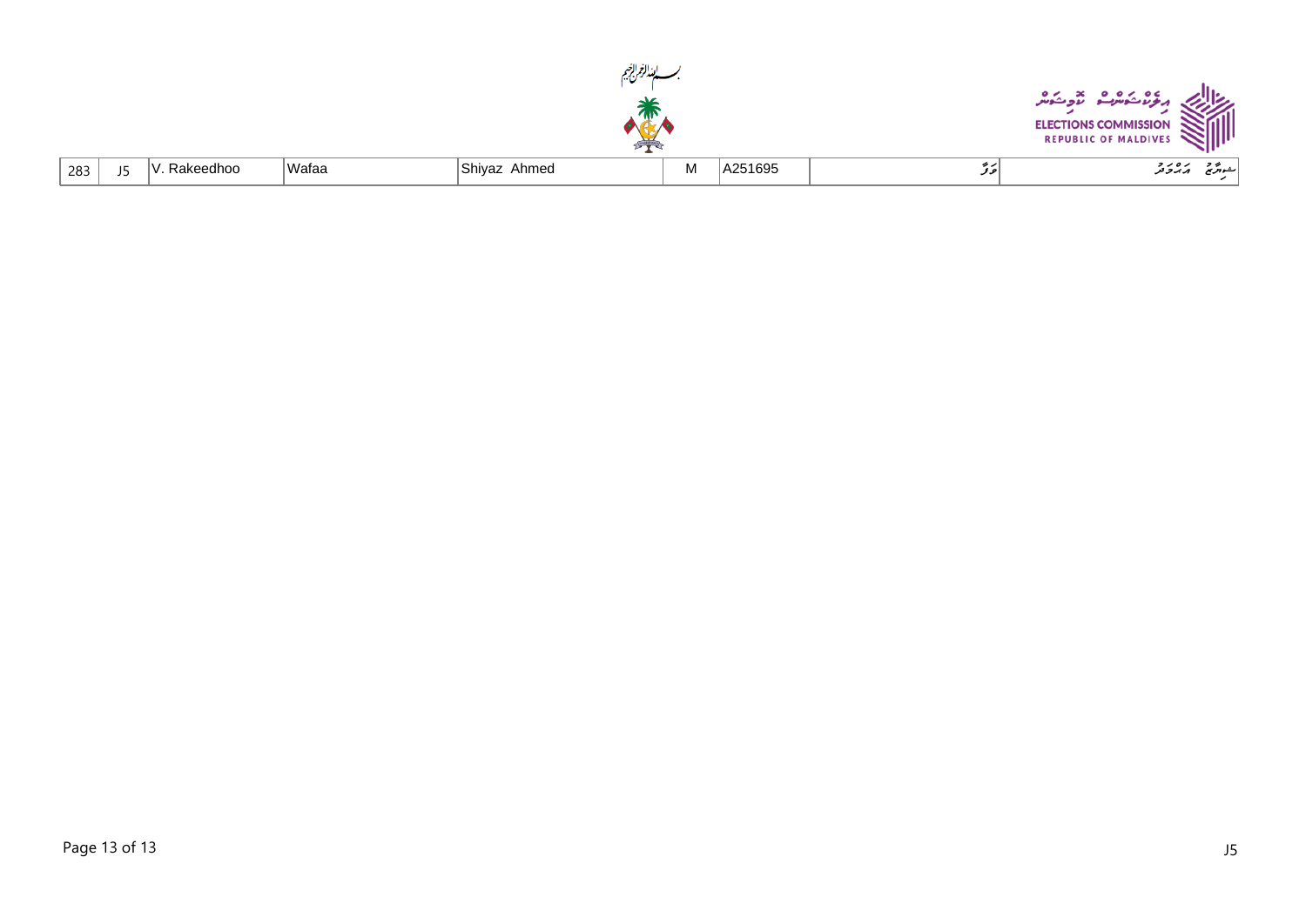| | | | | | | | | |
|---|---|---|---|---|---|---|---|---|
| 283 | J5 | V. Rakeedhoo | Wafaa | Shiyaz Ahmed | M | A251695 | ވަފާ | ޝިޔާޒު އަޙްމަދު |